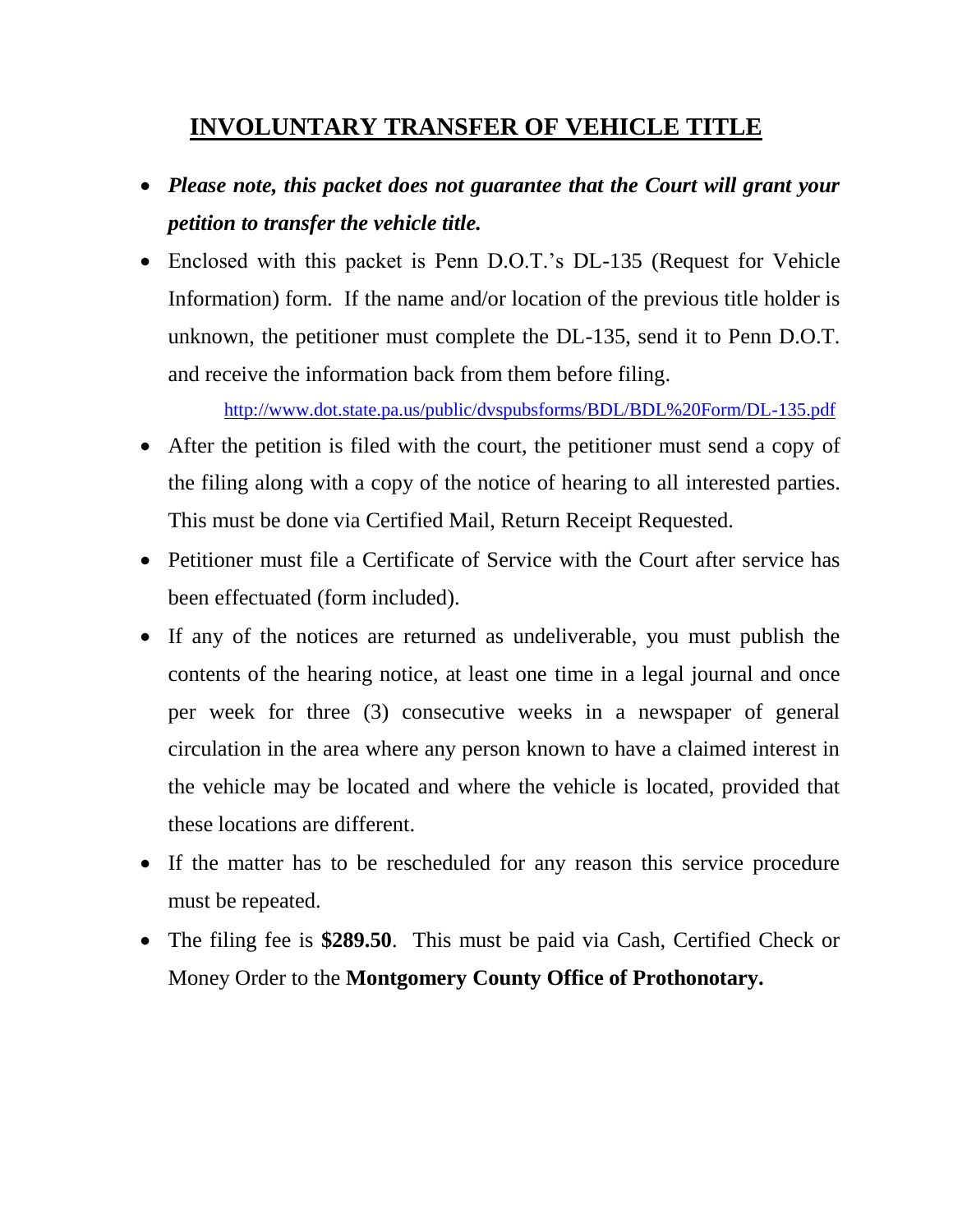# INVOLUNTARY TRANSFER OF VEHICLE TITLE

- ***Please note, this packet does not guarantee that the Court will grant your petition to transfer the vehicle title.***
- Enclosed with this packet is Penn D.O.T.'s DL-135 (Request for Vehicle Information) form. If the name and/or location of the previous title holder is unknown, the petitioner must complete the DL-135, send it to Penn D.O.T. and receive the information back from them before filing.

  http://www.dot.state.pa.us/public/dvspubsforms/BDL/BDL%20Form/DL-135.pdf

- After the petition is filed with the court, the petitioner must send a copy of the filing along with a copy of the notice of hearing to all interested parties. This must be done via Certified Mail, Return Receipt Requested.
- Petitioner must file a Certificate of Service with the Court after service has been effectuated (form included).
- If any of the notices are returned as undeliverable, you must publish the contents of the hearing notice, at least one time in a legal journal and once per week for three (3) consecutive weeks in a newspaper of general circulation in the area where any person known to have a claimed interest in the vehicle may be located and where the vehicle is located, provided that these locations are different.
- If the matter has to be rescheduled for any reason this service procedure must be repeated.
- The filing fee is **$289.50**. This must be paid via Cash, Certified Check or Money Order to the **Montgomery County Office of Prothonotary.**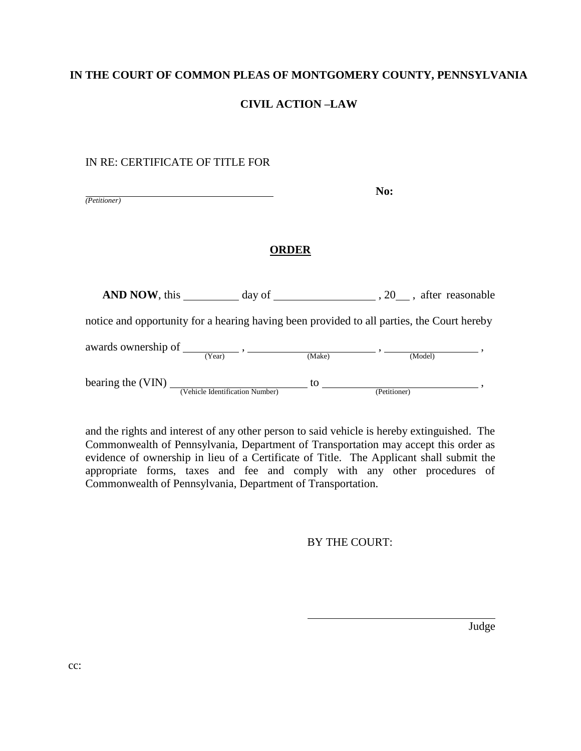**IN THE COURT OF COMMON PLEAS OF MONTGOMERY COUNTY, PENNSYLVANIA**

**CIVIL ACTION –LAW**

IN RE: CERTIFICATE OF TITLE FOR

\_\_\_\_\_\_\_\_\_\_\_\_\_\_\_\_\_\_\_\_\_\_\_\_\_\_\_\_\_\_\_\_\_\_\_\_ **No:**
*(Petitioner)*

## ORDER

**AND NOW**, this \_\_\_\_\_\_\_\_\_\_ day of \_\_\_\_\_\_\_\_\_\_\_\_\_\_\_\_\_\_ , 20\_\_\_ , after reasonable notice and opportunity for a hearing having been provided to all parties, the Court hereby awards ownership of \_\_\_\_\_\_\_\_\_\_ (Year) , \_\_\_\_\_\_\_\_\_\_\_\_\_\_\_\_\_\_\_\_\_\_\_\_ (Make) , \_\_\_\_\_\_\_\_\_\_\_\_\_\_\_\_\_\_ (Model) , bearing the (VIN) \_\_\_\_\_\_\_\_\_\_\_\_\_\_\_\_\_\_\_\_\_\_\_\_\_\_\_\_ (Vehicle Identification Number) to \_\_\_\_\_\_\_\_\_\_\_\_\_\_\_\_\_\_\_\_\_\_\_\_\_\_\_\_\_ (Petitioner) ,

and the rights and interest of any other person to said vehicle is hereby extinguished. The Commonwealth of Pennsylvania, Department of Transportation may accept this order as evidence of ownership in lieu of a Certificate of Title. The Applicant shall submit the appropriate forms, taxes and fee and comply with any other procedures of Commonwealth of Pennsylvania, Department of Transportation.

BY THE COURT:

\_\_\_\_\_\_\_\_\_\_\_\_\_\_\_\_\_\_\_\_\_\_\_\_\_\_\_\_\_\_\_\_\_\_\_\_
Judge

cc: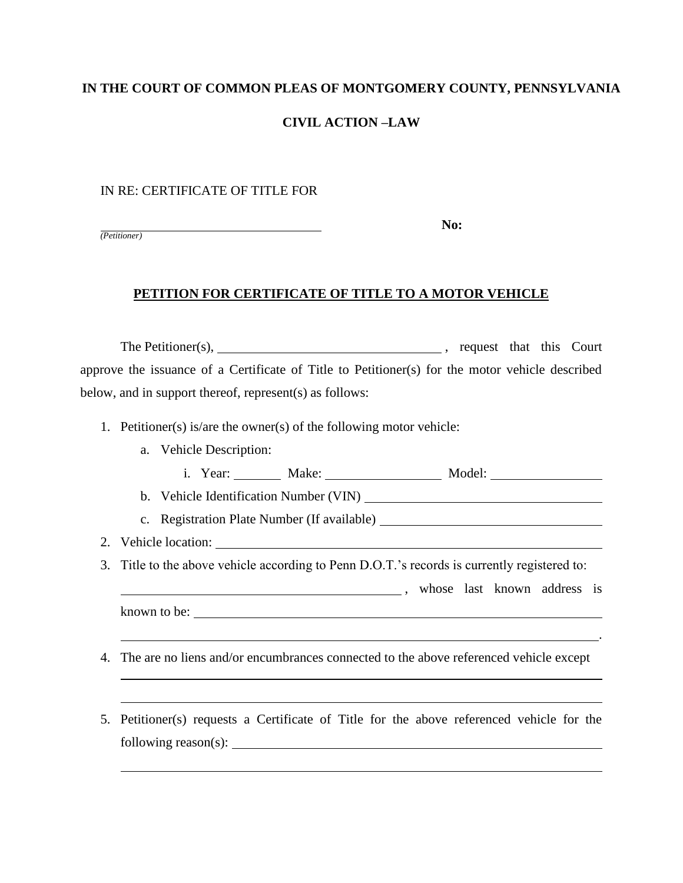**IN THE COURT OF COMMON PLEAS OF MONTGOMERY COUNTY, PENNSYLVANIA**

**CIVIL ACTION –LAW**

IN RE: CERTIFICATE OF TITLE FOR

\_\_\_\_\_\_\_\_\_\_\_\_\_\_\_\_\_\_\_\_\_\_\_\_\_\_\_\_\_\_\_\_\_\_\_ **No:**
*(Petitioner)*

## <u>PETITION FOR CERTIFICATE OF TITLE TO A MOTOR VEHICLE</u>

The Petitioner(s), \_\_\_\_\_\_\_\_\_\_\_\_\_\_\_\_\_\_\_\_\_\_\_\_\_\_\_\_\_\_\_\_\_\_ , request that this Court approve the issuance of a Certificate of Title to Petitioner(s) for the motor vehicle described below, and in support thereof, represent(s) as follows:

1. Petitioner(s) is/are the owner(s) of the following motor vehicle:
   a. Vehicle Description:
      i. Year: \_\_\_\_\_\_\_ Make: \_\_\_\_\_\_\_\_\_\_\_\_\_\_\_\_\_ Model: \_\_\_\_\_\_\_\_\_\_\_\_\_\_\_\_\_
   b. Vehicle Identification Number (VIN) \_\_\_\_\_\_\_\_\_\_\_\_\_\_\_\_\_\_\_\_\_\_\_\_\_\_\_\_\_\_\_\_\_\_\_\_\_
   c. Registration Plate Number (If available) \_\_\_\_\_\_\_\_\_\_\_\_\_\_\_\_\_\_\_\_\_\_\_\_\_\_\_\_\_\_\_\_\_
2. Vehicle location: \_\_\_\_\_\_\_\_\_\_\_\_\_\_\_\_\_\_\_\_\_\_\_\_\_\_\_\_\_\_\_\_\_\_\_\_\_\_\_\_\_\_\_\_\_\_\_\_\_\_\_\_\_\_\_\_\_\_\_\_\_\_
3. Title to the above vehicle according to Penn D.O.T.'s records is currently registered to: \_\_\_\_\_\_\_\_\_\_\_\_\_\_\_\_\_\_\_\_\_\_\_\_\_\_\_\_\_\_\_\_\_\_\_\_\_\_\_\_\_\_\_\_ , whose last known address is known to be: \_\_\_\_\_\_\_\_\_\_\_\_\_\_\_\_\_\_\_\_\_\_\_\_\_\_\_\_\_\_\_\_\_\_\_\_\_\_\_\_\_\_\_\_\_\_\_\_\_\_\_\_\_\_\_\_\_\_\_\_\_\_
   \_\_\_\_\_\_\_\_\_\_\_\_\_\_\_\_\_\_\_\_\_\_\_\_\_\_\_\_\_\_\_\_\_\_\_\_\_\_\_\_\_\_\_\_\_\_\_\_\_\_\_\_\_\_\_\_\_\_\_\_\_\_\_\_\_\_\_\_\_\_\_\_\_\_\_.
4. The are no liens and/or encumbrances connected to the above referenced vehicle except
   \_\_\_\_\_\_\_\_\_\_\_\_\_\_\_\_\_\_\_\_\_\_\_\_\_\_\_\_\_\_\_\_\_\_\_\_\_\_\_\_\_\_\_\_\_\_\_\_\_\_\_\_\_\_\_\_\_\_\_\_\_\_\_\_\_\_\_\_\_\_\_\_\_\_\_
   \_\_\_\_\_\_\_\_\_\_\_\_\_\_\_\_\_\_\_\_\_\_\_\_\_\_\_\_\_\_\_\_\_\_\_\_\_\_\_\_\_\_\_\_\_\_\_\_\_\_\_\_\_\_\_\_\_\_\_\_\_\_\_\_\_\_\_\_\_\_\_\_\_\_\_
5. Petitioner(s) requests a Certificate of Title for the above referenced vehicle for the following reason(s): \_\_\_\_\_\_\_\_\_\_\_\_\_\_\_\_\_\_\_\_\_\_\_\_\_\_\_\_\_\_\_\_\_\_\_\_\_\_\_\_\_\_\_\_\_\_\_\_\_\_\_\_\_\_\_\_\_\_\_\_
   \_\_\_\_\_\_\_\_\_\_\_\_\_\_\_\_\_\_\_\_\_\_\_\_\_\_\_\_\_\_\_\_\_\_\_\_\_\_\_\_\_\_\_\_\_\_\_\_\_\_\_\_\_\_\_\_\_\_\_\_\_\_\_\_\_\_\_\_\_\_\_\_\_\_\_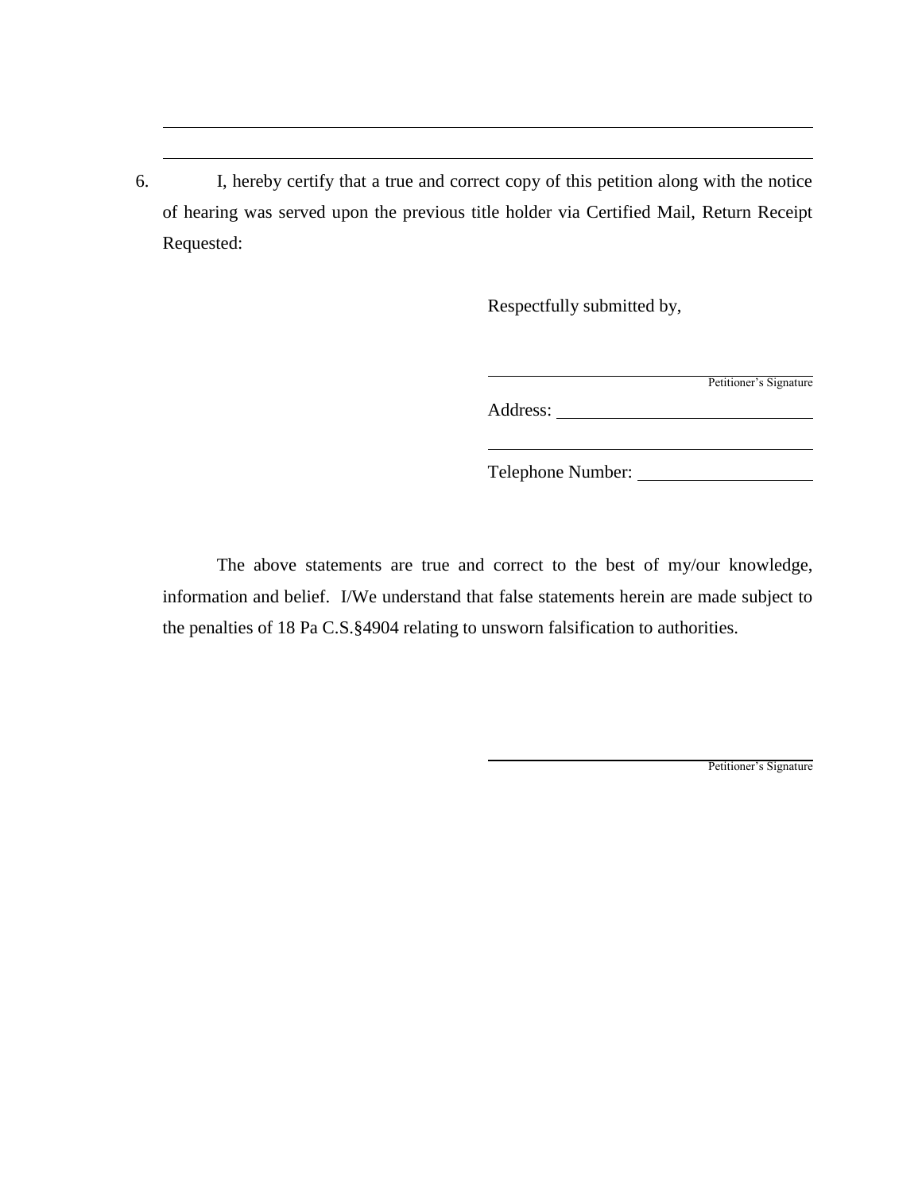______________________________________________________________________

______________________________________________________________________

6. I, hereby certify that a true and correct copy of this petition along with the notice of hearing was served upon the previous title holder via Certified Mail, Return Receipt Requested:

Respectfully submitted by,

______________________________
Petitioner's Signature

Address: ______________________________

______________________________

Telephone Number: ____________________

The above statements are true and correct to the best of my/our knowledge, information and belief. I/We understand that false statements herein are made subject to the penalties of 18 Pa C.S.§4904 relating to unsworn falsification to authorities.

______________________________
Petitioner's Signature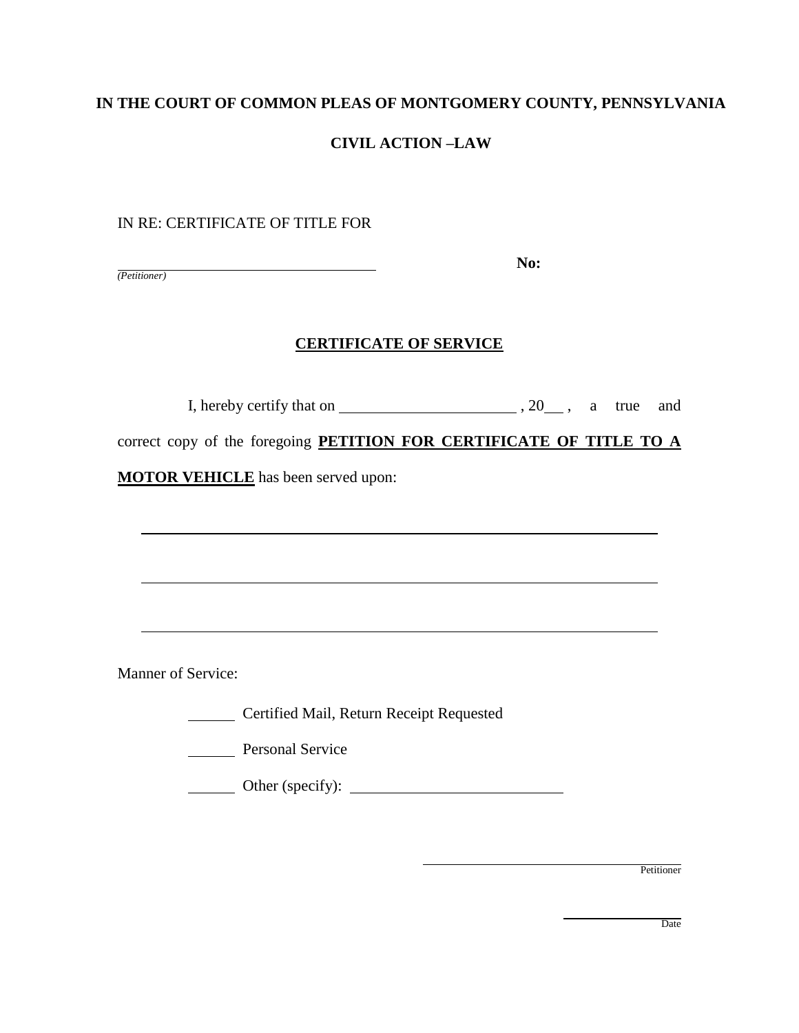**IN THE COURT OF COMMON PLEAS OF MONTGOMERY COUNTY, PENNSYLVANIA**

**CIVIL ACTION –LAW**

IN RE: CERTIFICATE OF TITLE FOR

______________________________ **No:**
*(Petitioner)*

**CERTIFICATE OF SERVICE**

I, hereby certify that on ____________________ , 20___ , a true and correct copy of the foregoing **PETITION FOR CERTIFICATE OF TITLE TO A MOTOR VEHICLE** has been served upon:

________________________________________________________________

________________________________________________________________

________________________________________________________________

Manner of Service:

______ Certified Mail, Return Receipt Requested

______ Personal Service

______ Other (specify): ________________________

______________________________
Petitioner

______________
Date